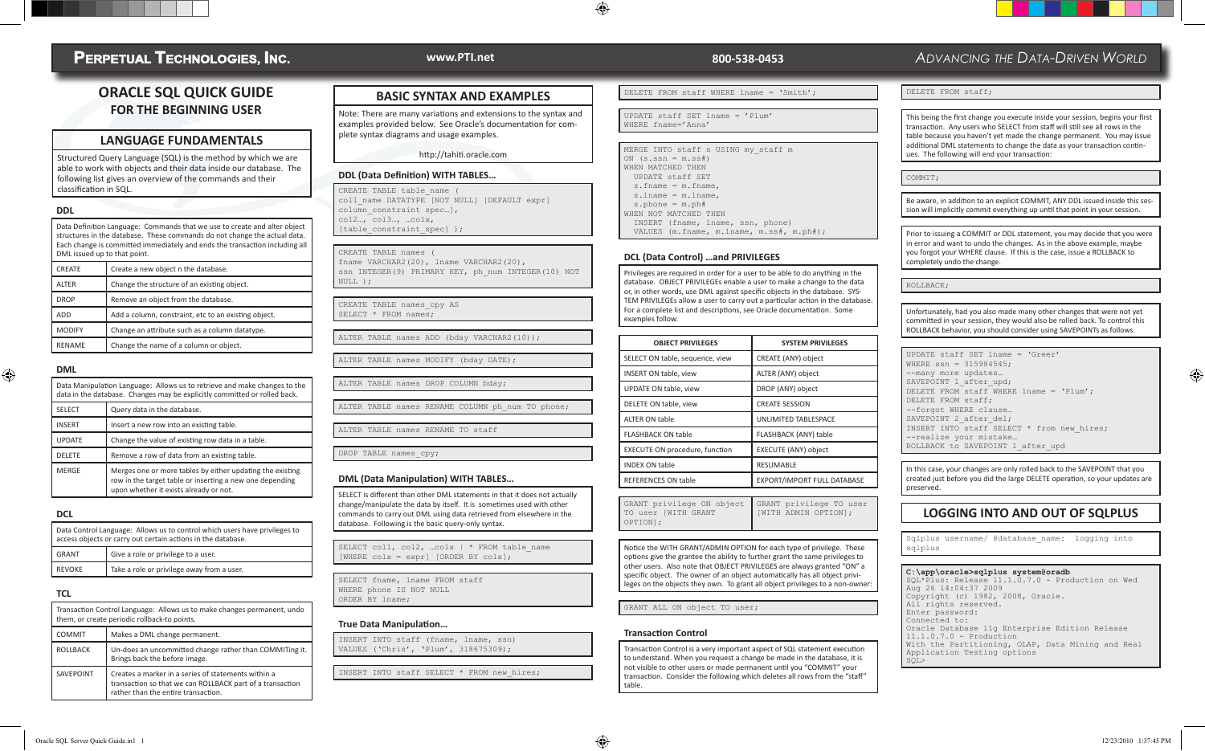Perpetual Technologies, Inc. | www.PTI.net | 800-538-0453 | Advancing the Data-Driven World

# ORACLE SQL QUICK GUIDE
## FOR THE BEGINNING USER

## LANGUAGE FUNDAMENTALS

Structured Query Language (SQL) is the method by which we are able to work with objects and their data inside our database. The following list gives an overview of the commands and their classification in SQL.

### DDL

Data Definition Language: Commands that we use to create and alter object structures in the database. These commands do not change the actual data. Each change is committed immediately and ends the transaction including all DML issued up to that point.

| | |
|---|---|
| CREATE | Create a new object n the database. |
| ALTER | Change the structure of an existing object. |
| DROP | Remove an object from the database. |
| ADD | Add a column, constraint, etc to an existing object. |
| MODIFY | Change an attribute such as a column datatype. |
| RENAME | Change the name of a column or object. |

### DML

Data Manipulation Language: Allows us to retrieve and make changes to the data in the database. Changes may be explicitly committed or rolled back.

| | |
|---|---|
| SELECT | Query data in the database. |
| INSERT | Insert a new row into an existing table. |
| UPDATE | Change the value of existing row data in a table. |
| DELETE | Remove a row of data from an existing table. |
| MERGE | Merges one or more tables by either updating the existing row in the target table or inserting a new one depending upon whether it exists already or not. |

### DCL

Data Control Language: Allows us to control which users have privileges to access objects or carry out certain actions in the database.

| | |
|---|---|
| GRANT | Give a role or privilege to a user. |
| REVOKE | Take a role or privilege away from a user. |

### TCL

Transaction Control Language: Allows us to make changes permanent, undo them, or create periodic rollback-to points.

| | |
|---|---|
| COMMIT | Makes a DML change permanent. |
| ROLLBACK | Un-does an uncommitted change rather than COMMITing it. Brings back the before image. |
| SAVEPOINT | Creates a marker in a series of statements within a transaction so that we can ROLLBACK part of a transaction rather than the entire transaction. |

## BASIC SYNTAX AND EXAMPLES

Note: There are many variations and extensions to the syntax and examples provided below. See Oracle's documentation for complete syntax diagrams and usage examples.

http://tahiti.oracle.com

### DDL (Data Definition) WITH TABLES…

```
CREATE TABLE table_name (
col1_name DATATYPE [NOT NULL] [DEFAULT expr]
column_constraint spec…],
col2…, col3…, …colx,
[table_constraint_spec] );
```

```
CREATE TABLE names (
fname VARCHAR2(20), lname VARCHAR2(20),
ssn INTEGER(9) PRIMARY KEY, ph_num INTEGER(10) NOT
NULL );
```

```
CREATE TABLE names_cpy AS
SELECT * FROM names;
```

```
ALTER TABLE names ADD (bday VARCHAR2(10));
```

```
ALTER TABLE names MODIFY (bday DATE);
```

```
ALTER TABLE names DROP COLUMN bday;
```

```
ALTER TABLE names RENAME COLUMN ph_num TO phone;
```

```
ALTER TABLE names RENAME TO staff
```

```
DROP TABLE names_cpy;
```

### DML (Data Manipulation) WITH TABLES…

SELECT is different than other DML statements in that it does not actually change/manipulate the data by itself. It is sometimes used with other commands to carry out DML using data retrieved from elsewhere in the database. Following is the basic query-only syntax.

```
SELECT col1, col2, …colx | * FROM table_name
[WHERE colx = expr] [ORDER BY colx];
```

```
SELECT fname, lname FROM staff
WHERE phone IS NOT NULL
ORDER BY lname;
```

### True Data Manipulation…

```
INSERT INTO staff (fname, lname, ssn)
VALUES ('Chris', 'Plum', 318675309);
```

```
INSERT INTO staff SELECT * FROM new_hires;
```

```
DELETE FROM staff WHERE lname = 'Smith';
```

```
UPDATE staff SET lname = 'Plum'
WHERE fname='Anna'
```

```
MERGE INTO staff s USING my_staff m
ON (s.ssn = m.ss#)
WHEN MATCHED THEN
  UPDATE staff SET
  s.fname = m.fname,
  s.lname = m.lname,
  s.phone = m.ph#
WHEN NOT MATCHED THEN
  INSERT (fname, lname, ssn, phone)
  VALUES (m.fname, m.lname, m.ss#, m.ph#);
```

### DCL (Data Control) …and PRIVILEGES

Privileges are required in order for a user to be able to do anything in the database. OBJECT PRIVILEGEs enable a user to make a change to the data or, in other words, use DML against specific objects in the database. SYSTEM PRIVILEGEs allow a user to carry out a particular action in the database. For a complete list and descriptions, see Oracle documentation. Some examples follow.

| OBJECT PRIVILEGES | SYSTEM PRIVILEGES |
|---|---|
| SELECT ON table, sequence, view | CREATE (ANY) object |
| INSERT ON table, view | ALTER (ANY) object |
| UPDATE ON table, view | DROP (ANY) object |
| DELETE ON table, view | CREATE SESSION |
| ALTER ON table | UNLIMITED TABLESPACE |
| FLASHBACK ON table | FLASHBACK (ANY) table |
| EXECUTE ON procedure, function | EXECUTE (ANY) object |
| INDEX ON table | RESUMABLE |
| REFERENCES ON table | EXPORT/IMPORT FULL DATABASE |

```
GRANT privilege ON object
TO user [WITH GRANT
OPTION];
```

```
GRANT privilege TO user
[WITH ADMIN OPTION];
```

Notice the WITH GRANT/ADMIN OPTION for each type of privilege. These options give the grantee the ability to further grant the same privileges to other users. Also note that OBJECT PRIVILEGES are always granted "ON" a specific object. The owner of an object automatically has all object privileges on that object to grant to a non-owner:

```
GRANT ALL ON object TO user;
```

### Transaction Control

Transaction Control is a very important aspect of SQL statement execution to understand. When you request a change be made in the database, it is not visible to other users or made permanent until you "COMMIT" your transaction. Consider the following which deletes all rows from the "staff" table.

```
DELETE FROM staff;
```

This being the first change you execute inside your session, begins your first transaction. Any users who SELECT from staff will still see all rows in the table because you haven't yet made the change permanent. You may issue additional DML statements to change the data as your transaction continues. The following will end your transaction:

```
COMMIT;
```

Be aware, in addition to an explicit COMMIT, ANY DDL issued inside this session will implicitly commit everything up until that point in your session.

Prior to issuing a COMMIT or DDL statement, you may decide that you were in error and want to undo the changes. As in the above example, maybe you forgot your WHERE clause. If this is the case, issue a ROLLBACK to completely undo the change.

```
ROLLBACK;
```

Unfortunately, had you also made many other changes that were not yet committed in your session, they would also be rolled back. To control this ROLLBACK behavior, you should consider using SAVEPOINTs as follows.

```
UPDATE staff SET lname = 'Greer'
WHERE ssn = 315984545;
--many more updates…
SAVEPOINT 1_after_upd;
DELETE FROM staff WHERE lname = 'Plum';
DELETE FROM staff;
--forgot WHERE clause…
SAVEPOINT 2_after_del;
INSERT INTO staff SELECT * from new_hires;
--realize your mistake…
ROLLBACK to SAVEPOINT 1_after_upd
```

In this case, your changes are only rolled back to the SAVEPOINT that you created just before you did the large DELETE operation, so your updates are preserved.

## LOGGING INTO AND OUT OF SQLPLUS

```
Sqlplus username/ @database_name:  logging into
sqlplus
```

```
C:\app\oracle>sqlplus system@oradb
SQL*Plus: Release 11.1.0.7.0 - Production on Wed
Aug 26 14:04:37 2009
Copyright (c) 1982, 2008, Oracle.
All rights reserved.
Enter password:
Connected to:
Oracle Database 11g Enterprise Edition Release
11.1.0.7.0 - Production
With the Partitioning, OLAP, Data Mining and Real
Application Testing options
SQL>
```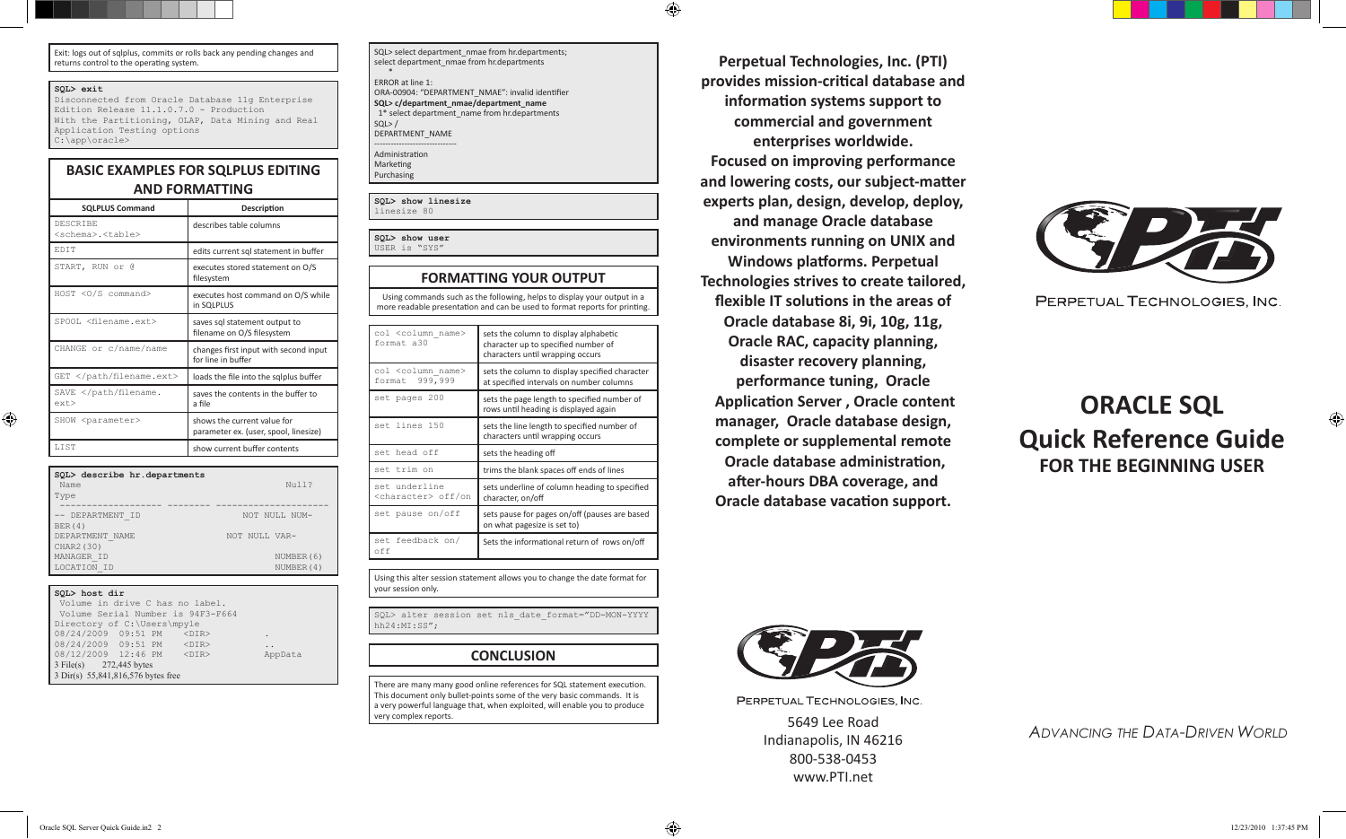Exit: logs out of sqlplus, commits or rolls back any pending changes and returns control to the operating system.

```
SQL> exit
Disconnected from Oracle Database 11g Enterprise
Edition Release 11.1.0.7.0 - Production
With the Partitioning, OLAP, Data Mining and Real
Application Testing options
C:\app\oracle>
```

## BASIC EXAMPLES FOR SQLPLUS EDITING AND FORMATTING

| SQLPLUS Command | Description |
|---|---|
| DESCRIBE <schema>.<table> | describes table columns |
| EDIT | edits current sql statement in buffer |
| START, RUN or @ | executes stored statement on O/S filesystem |
| HOST <O/S command> | executes host command on O/S while in SQLPLUS |
| SPOOL <filename.ext> | saves sql statement output to filename on O/S filesystem |
| CHANGE or c/name/name | changes first input with second input for line in buffer |
| GET </path/filename.ext> | loads the file into the sqlplus buffer |
| SAVE </path/filename.ext> | saves the contents in the buffer to a file |
| SHOW <parameter> | shows the current value for parameter ex. (user, spool, linesize) |
| LIST | show current buffer contents |

```
SQL> describe hr.departments
 Name                                      Null?
Type
 ------------------- -------- ---------------------
-- DEPARTMENT_ID                     NOT NULL NUM-
BER(4)
DEPARTMENT_NAME                   NOT NULL VAR-
CHAR2(30)
MANAGER_ID                                NUMBER(6)
LOCATION_ID                               NUMBER(4)
```

```
SQL> host dir
 Volume in drive C has no label.
 Volume Serial Number is 94F3-F664
Directory of C:\Users\mpyle
08/24/2009  09:51 PM    <DIR>          .
08/24/2009  09:51 PM    <DIR>          ..
08/12/2009  12:46 PM    <DIR>          AppData
3 File(s)       272,445 bytes
3 Dir(s)  55,841,816,576 bytes free
```

```
SQL> select department_nmae from hr.departments;
select department_nmae from hr.departments
    *
ERROR at line 1:
ORA-00904: "DEPARTMENT_NMAE": invalid identifier
SQL> c/department_nmae/department_name
  1* select department_name from hr.departments
SQL> /
DEPARTMENT_NAME
------------------------------
Administration
Marketing
Purchasing
```

```
SQL> show linesize
linesize 80
```

```
SQL> show user
USER is "SYS"
```

## FORMATTING YOUR OUTPUT

Using commands such as the following, helps to display your output in a more readable presentation and can be used to format reports for printing.

| | |
|---|---|
| col <column_name> format a30 | sets the column to display alphabetic character up to specified number of characters until wrapping occurs |
| col <column_name> format 999,999 | sets the column to display specified character at specified intervals on number columns |
| set pages 200 | sets the page length to specified number of rows until heading is displayed again |
| set lines 150 | sets the line length to specified number of characters until wrapping occurs |
| set head off | sets the heading off |
| set trim on | trims the blank spaces off ends of lines |
| set underline <character> off/on | sets underline of column heading to specified character, on/off |
| set pause on/off | sets pause for pages on/off (pauses are based on what pagesize is set to) |
| set feedback on/off | Sets the informational return of rows on/off |

Using this alter session statement allows you to change the date format for your session only.

```
SQL> alter session set nls_date_format="DD-MON-YYYY hh24:MI:SS";
```

## CONCLUSION

There are many many good online references for SQL statement execution. This document only bullet-points some of the very basic commands. It is a very powerful language that, when exploited, will enable you to produce very complex reports.

**Perpetual Technologies, Inc. (PTI) provides mission-critical database and information systems support to commercial and government enterprises worldwide. Focused on improving performance and lowering costs, our subject-matter experts plan, design, develop, deploy, and manage Oracle database environments running on UNIX and Windows platforms. Perpetual Technologies strives to create tailored, flexible IT solutions in the areas of Oracle database 8i, 9i, 10g, 11g, Oracle RAC, capacity planning, disaster recovery planning, performance tuning, Oracle Application Server, Oracle content manager, Oracle database design, complete or supplemental remote Oracle database administration, after-hours DBA coverage, and Oracle database vacation support.**

PERPETUAL TECHNOLOGIES, INC.

5649 Lee Road
Indianapolis, IN 46216
800-538-0453
www.PTI.net

PERPETUAL TECHNOLOGIES, INC.

# ORACLE SQL Quick Reference Guide

## FOR THE BEGINNING USER

*ADVANCING THE DATA-DRIVEN WORLD*